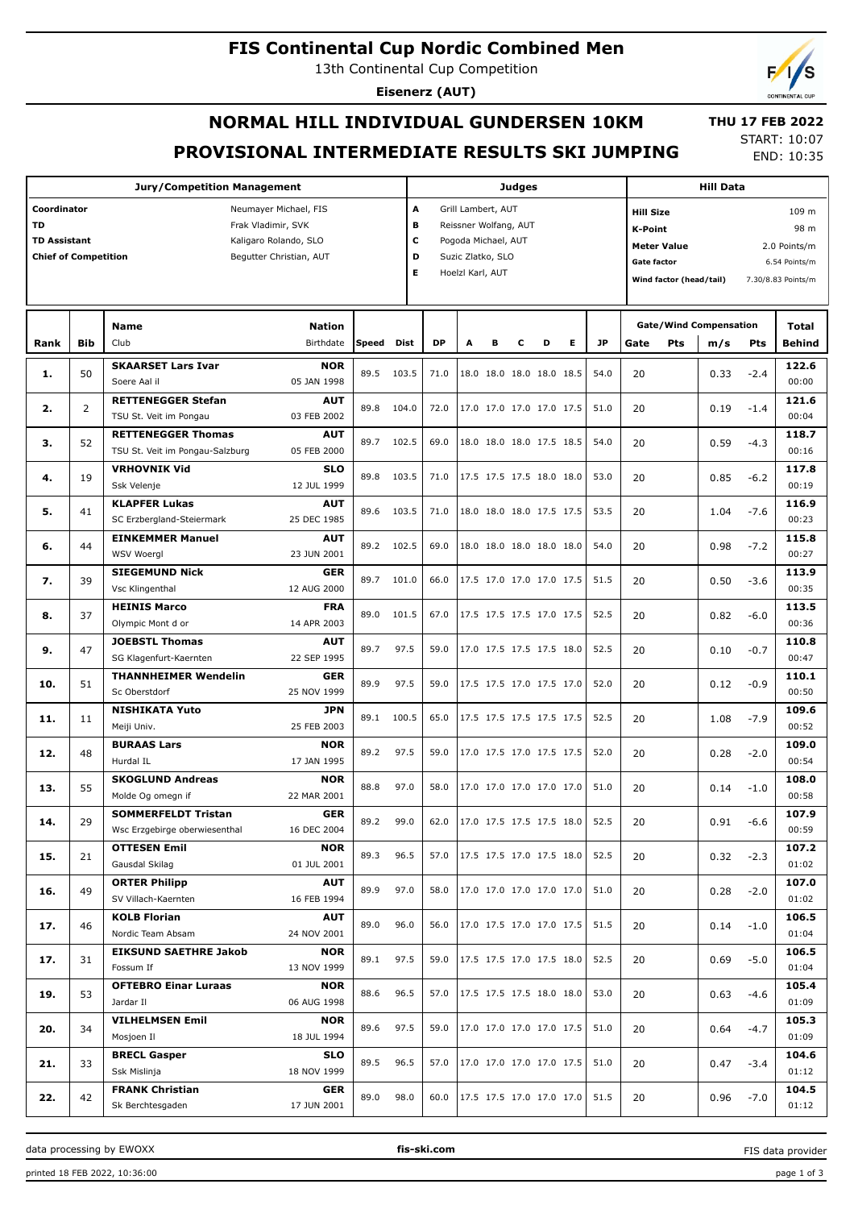# FIS Continental Cup Nordic Combined Men

13th Continental Cup Competition

**Eisenerz (AUT)**

## NORMAL HILL INDIVIDUAL GUNDERSEN 10KM

## PROVISIONAL INTERMEDIATE RESULTS SKI JUMPING

**THU 17 FEB 2022**

START: 10:07

END: 10:35

| Jury/Competition Management | | Judges | | Hill Data | |
|---|---|---|---|---|---|
| Coordinator | Neumayer Michael, FIS | A | Grill Lambert, AUT | Hill Size | 109 m |
| TD | Frak Vladimir, SVK | B | Reissner Wolfang, AUT | K-Point | 98 m |
| TD Assistant | Kaligaro Rolando, SLO | C | Pogoda Michael, AUT | Meter Value | 2.0 Points/m |
| Chief of Competition | Begutter Christian, AUT | D | Suzic Zlatko, SLO | Gate factor | 6.54 Points/m |
| | | E | Hoelzl Karl, AUT | Wind factor (head/tail) | 7.30/8.83 Points/m |

| Rank | Bib | Name / Club | Nation / Birthdate | Speed | Dist | DP | A | B | C | D | E | JP | Gate | Pts | m/s | Pts | Total / Behind |
|---|---|---|---|---|---|---|---|---|---|---|---|---|---|---|---|---|---|
| 1. | 50 | **SKAARSET Lars Ivar** Soere Aal il | NOR 05 JAN 1998 | 89.5 | 103.5 | 71.0 | 18.0 | 18.0 | 18.0 | 18.0 | 18.5 | 54.0 | 20 | | 0.33 | -2.4 | **122.6** 00:00 |
| 2. | 2 | **RETTENEGGER Stefan** TSU St. Veit im Pongau | AUT 03 FEB 2002 | 89.8 | 104.0 | 72.0 | 17.0 | 17.0 | 17.0 | 17.0 | 17.5 | 51.0 | 20 | | 0.19 | -1.4 | **121.6** 00:04 |
| 3. | 52 | **RETTENEGGER Thomas** TSU St. Veit im Pongau-Salzburg | AUT 05 FEB 2000 | 89.7 | 102.5 | 69.0 | 18.0 | 18.0 | 18.0 | 17.5 | 18.5 | 54.0 | 20 | | 0.59 | -4.3 | **118.7** 00:16 |
| 4. | 19 | **VRHOVNIK Vid** Ssk Velenje | SLO 12 JUL 1999 | 89.8 | 103.5 | 71.0 | 17.5 | 17.5 | 17.5 | 18.0 | 18.0 | 53.0 | 20 | | 0.85 | -6.2 | **117.8** 00:19 |
| 5. | 41 | **KLAPFER Lukas** SC Erzbergland-Steiermark | AUT 25 DEC 1985 | 89.6 | 103.5 | 71.0 | 18.0 | 18.0 | 18.0 | 17.5 | 17.5 | 53.5 | 20 | | 1.04 | -7.6 | **116.9** 00:23 |
| 6. | 44 | **EINKEMMER Manuel** WSV Woergl | AUT 23 JUN 2001 | 89.2 | 102.5 | 69.0 | 18.0 | 18.0 | 18.0 | 18.0 | 18.0 | 54.0 | 20 | | 0.98 | -7.2 | **115.8** 00:27 |
| 7. | 39 | **SIEGEMUND Nick** Vsc Klingenthal | GER 12 AUG 2000 | 89.7 | 101.0 | 66.0 | 17.5 | 17.0 | 17.0 | 17.0 | 17.5 | 51.5 | 20 | | 0.50 | -3.6 | **113.9** 00:35 |
| 8. | 37 | **HEINIS Marco** Olympic Mont d or | FRA 14 APR 2003 | 89.0 | 101.5 | 67.0 | 17.5 | 17.5 | 17.5 | 17.0 | 17.5 | 52.5 | 20 | | 0.82 | -6.0 | **113.5** 00:36 |
| 9. | 47 | **JOEBSTL Thomas** SG Klagenfurt-Kaernten | AUT 22 SEP 1995 | 89.7 | 97.5 | 59.0 | 17.0 | 17.5 | 17.5 | 17.5 | 18.0 | 52.5 | 20 | | 0.10 | -0.7 | **110.8** 00:47 |
| 10. | 51 | **THANNHEIMER Wendelin** Sc Oberstdorf | GER 25 NOV 1999 | 89.9 | 97.5 | 59.0 | 17.5 | 17.5 | 17.0 | 17.5 | 17.0 | 52.0 | 20 | | 0.12 | -0.9 | **110.1** 00:50 |
| 11. | 11 | **NISHIKATA Yuto** Meiji Univ. | JPN 25 FEB 2003 | 89.1 | 100.5 | 65.0 | 17.5 | 17.5 | 17.5 | 17.5 | 17.5 | 52.5 | 20 | | 1.08 | -7.9 | **109.6** 00:52 |
| 12. | 48 | **BURAAS Lars** Hurdal IL | NOR 17 JAN 1995 | 89.2 | 97.5 | 59.0 | 17.0 | 17.5 | 17.0 | 17.5 | 17.5 | 52.0 | 20 | | 0.28 | -2.0 | **109.0** 00:54 |
| 13. | 55 | **SKOGLUND Andreas** Molde Og omegn if | NOR 22 MAR 2001 | 88.8 | 97.0 | 58.0 | 17.0 | 17.0 | 17.0 | 17.0 | 17.0 | 51.0 | 20 | | 0.14 | -1.0 | **108.0** 00:58 |
| 14. | 29 | **SOMMERFELDT Tristan** Wsc Erzgebirge oberwiesenthal | GER 16 DEC 2004 | 89.2 | 99.0 | 62.0 | 17.0 | 17.5 | 17.5 | 17.5 | 18.0 | 52.5 | 20 | | 0.91 | -6.6 | **107.9** 00:59 |
| 15. | 21 | **OTTESEN Emil** Gausdal Skilag | NOR 01 JUL 2001 | 89.3 | 96.5 | 57.0 | 17.5 | 17.5 | 17.0 | 17.5 | 18.0 | 52.5 | 20 | | 0.32 | -2.3 | **107.2** 01:02 |
| 16. | 49 | **ORTER Philipp** SV Villach-Kaernten | AUT 16 FEB 1994 | 89.9 | 97.0 | 58.0 | 17.0 | 17.0 | 17.0 | 17.0 | 17.0 | 51.0 | 20 | | 0.28 | -2.0 | **107.0** 01:02 |
| 17. | 46 | **KOLB Florian** Nordic Team Absam | AUT 24 NOV 2001 | 89.0 | 96.0 | 56.0 | 17.0 | 17.5 | 17.0 | 17.0 | 17.5 | 51.5 | 20 | | 0.14 | -1.0 | **106.5** 01:04 |
| 17. | 31 | **EIKSUND SAETHRE Jakob** Fossum If | NOR 13 NOV 1999 | 89.1 | 97.5 | 59.0 | 17.5 | 17.5 | 17.0 | 17.5 | 18.0 | 52.5 | 20 | | 0.69 | -5.0 | **106.5** 01:04 |
| 19. | 53 | **OFTEBRO Einar Luraas** Jardar Il | NOR 06 AUG 1998 | 88.6 | 96.5 | 57.0 | 17.5 | 17.5 | 17.5 | 18.0 | 18.0 | 53.0 | 20 | | 0.63 | -4.6 | **105.4** 01:09 |
| 20. | 34 | **VILHELMSEN Emil** Mosjoen Il | NOR 18 JUL 1994 | 89.6 | 97.5 | 59.0 | 17.0 | 17.0 | 17.0 | 17.0 | 17.5 | 51.0 | 20 | | 0.64 | -4.7 | **105.3** 01:09 |
| 21. | 33 | **BRECL Gasper** Ssk Mislinja | SLO 18 NOV 1999 | 89.5 | 96.5 | 57.0 | 17.0 | 17.0 | 17.0 | 17.0 | 17.5 | 51.0 | 20 | | 0.47 | -3.4 | **104.6** 01:12 |
| 22. | 42 | **FRANK Christian** Sk Berchtesgaden | GER 17 JUN 2001 | 89.0 | 98.0 | 60.0 | 17.5 | 17.5 | 17.0 | 17.0 | 17.0 | 51.5 | 20 | | 0.96 | -7.0 | **104.5** 01:12 |

data processing by EWOXX | fis-ski.com | FIS data provider

printed 18 FEB 2022, 10:36:00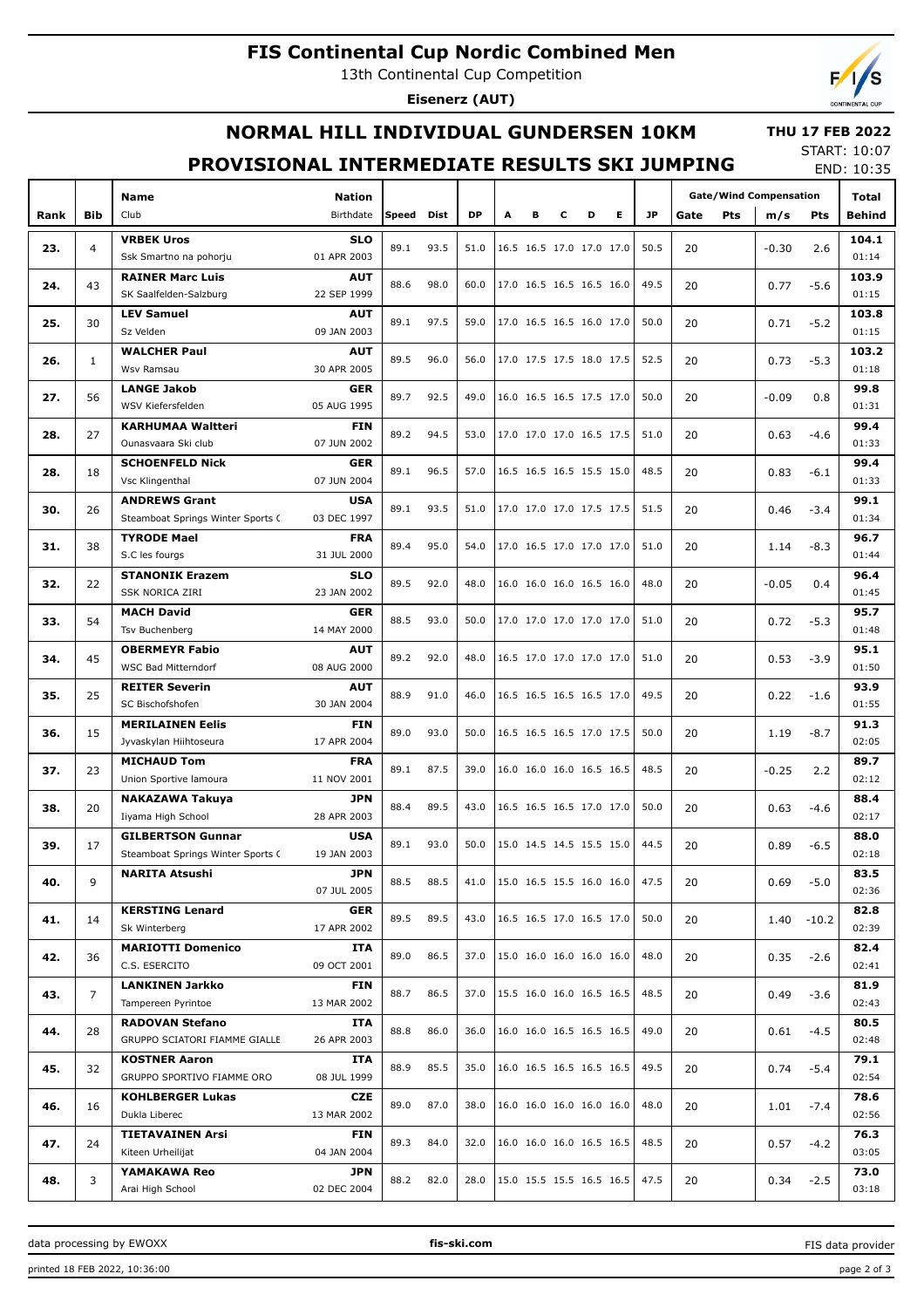# FIS Continental Cup Nordic Combined Men

13th Continental Cup Competition

**Eisenerz (AUT)**

## NORMAL HILL INDIVIDUAL GUNDERSEN 10KM

## PROVISIONAL INTERMEDIATE RESULTS SKI JUMPING

**THU 17 FEB 2022**
START: 10:07
END: 10:35

| Rank | Bib | Name / Club | Nation / Birthdate | Speed | Dist | DP | A | B | C | D | E | JP | Gate | Pts | m/s | Pts | Total / Behind |
|---|---|---|---|---|---|---|---|---|---|---|---|---|---|---|---|---|---|
| 23. | 4 | **VRBEK Uros** Ssk Smartno na pohorju | **SLO** 01 APR 2003 | 89.1 | 93.5 | 51.0 | 16.5 | 16.5 | 17.0 | 17.0 | 17.0 | 50.5 | 20 | | -0.30 | 2.6 | **104.1** 01:14 |
| 24. | 43 | **RAINER Marc Luis** SK Saalfelden-Salzburg | **AUT** 22 SEP 1999 | 88.6 | 98.0 | 60.0 | 17.0 | 16.5 | 16.5 | 16.5 | 16.0 | 49.5 | 20 | | 0.77 | -5.6 | **103.9** 01:15 |
| 25. | 30 | **LEV Samuel** Sz Velden | **AUT** 09 JAN 2003 | 89.1 | 97.5 | 59.0 | 17.0 | 16.5 | 16.5 | 16.0 | 17.0 | 50.0 | 20 | | 0.71 | -5.2 | **103.8** 01:15 |
| 26. | 1 | **WALCHER Paul** Wsv Ramsau | **AUT** 30 APR 2005 | 89.5 | 96.0 | 56.0 | 17.0 | 17.5 | 17.5 | 18.0 | 17.5 | 52.5 | 20 | | 0.73 | -5.3 | **103.2** 01:18 |
| 27. | 56 | **LANGE Jakob** WSV Kiefersfelden | **GER** 05 AUG 1995 | 89.7 | 92.5 | 49.0 | 16.0 | 16.5 | 16.5 | 17.5 | 17.0 | 50.0 | 20 | | -0.09 | 0.8 | **99.8** 01:31 |
| 28. | 27 | **KARHUMAA Waltteri** Ounasvaara Ski club | **FIN** 07 JUN 2002 | 89.2 | 94.5 | 53.0 | 17.0 | 17.0 | 17.0 | 16.5 | 17.5 | 51.0 | 20 | | 0.63 | -4.6 | **99.4** 01:33 |
| 28. | 18 | **SCHOENFELD Nick** Vsc Klingenthal | **GER** 07 JUN 2004 | 89.1 | 96.5 | 57.0 | 16.5 | 16.5 | 16.5 | 15.5 | 15.0 | 48.5 | 20 | | 0.83 | -6.1 | **99.4** 01:33 |
| 30. | 26 | **ANDREWS Grant** Steamboat Springs Winter Sports ( | **USA** 03 DEC 1997 | 89.1 | 93.5 | 51.0 | 17.0 | 17.0 | 17.0 | 17.5 | 17.5 | 51.5 | 20 | | 0.46 | -3.4 | **99.1** 01:34 |
| 31. | 38 | **TYRODE Mael** S.C les fourgs | **FRA** 31 JUL 2000 | 89.4 | 95.0 | 54.0 | 17.0 | 16.5 | 17.0 | 17.0 | 17.0 | 51.0 | 20 | | 1.14 | -8.3 | **96.7** 01:44 |
| 32. | 22 | **STANONIK Erazem** SSK NORICA ZIRI | **SLO** 23 JAN 2002 | 89.5 | 92.0 | 48.0 | 16.0 | 16.0 | 16.0 | 16.5 | 16.0 | 48.0 | 20 | | -0.05 | 0.4 | **96.4** 01:45 |
| 33. | 54 | **MACH David** Tsv Buchenberg | **GER** 14 MAY 2000 | 88.5 | 93.0 | 50.0 | 17.0 | 17.0 | 17.0 | 17.0 | 17.0 | 51.0 | 20 | | 0.72 | -5.3 | **95.7** 01:48 |
| 34. | 45 | **OBERMEYR Fabio** WSC Bad Mitterndorf | **AUT** 08 AUG 2000 | 89.2 | 92.0 | 48.0 | 16.5 | 17.0 | 17.0 | 17.0 | 17.0 | 51.0 | 20 | | 0.53 | -3.9 | **95.1** 01:50 |
| 35. | 25 | **REITER Severin** SC Bischofshofen | **AUT** 30 JAN 2004 | 88.9 | 91.0 | 46.0 | 16.5 | 16.5 | 16.5 | 16.5 | 17.0 | 49.5 | 20 | | 0.22 | -1.6 | **93.9** 01:55 |
| 36. | 15 | **MERILAINEN Eelis** Jyvaskylan Hiihtoseura | **FIN** 17 APR 2004 | 89.0 | 93.0 | 50.0 | 16.5 | 16.5 | 16.5 | 17.0 | 17.5 | 50.0 | 20 | | 1.19 | -8.7 | **91.3** 02:05 |
| 37. | 23 | **MICHAUD Tom** Union Sportive lamoura | **FRA** 11 NOV 2001 | 89.1 | 87.5 | 39.0 | 16.0 | 16.0 | 16.0 | 16.5 | 16.5 | 48.5 | 20 | | -0.25 | 2.2 | **89.7** 02:12 |
| 38. | 20 | **NAKAZAWA Takuya** Iiyama High School | **JPN** 28 APR 2003 | 88.4 | 89.5 | 43.0 | 16.5 | 16.5 | 16.5 | 17.0 | 17.0 | 50.0 | 20 | | 0.63 | -4.6 | **88.4** 02:17 |
| 39. | 17 | **GILBERTSON Gunnar** Steamboat Springs Winter Sports ( | **USA** 19 JAN 2003 | 89.1 | 93.0 | 50.0 | 15.0 | 14.5 | 14.5 | 15.5 | 15.0 | 44.5 | 20 | | 0.89 | -6.5 | **88.0** 02:18 |
| 40. | 9 | **NARITA Atsushi** | **JPN** 07 JUL 2005 | 88.5 | 88.5 | 41.0 | 15.0 | 16.5 | 15.5 | 16.0 | 16.0 | 47.5 | 20 | | 0.69 | -5.0 | **83.5** 02:36 |
| 41. | 14 | **KERSTING Lenard** Sk Winterberg | **GER** 17 APR 2002 | 89.5 | 89.5 | 43.0 | 16.5 | 16.5 | 17.0 | 16.5 | 17.0 | 50.0 | 20 | | 1.40 | -10.2 | **82.8** 02:39 |
| 42. | 36 | **MARIOTTI Domenico** C.S. ESERCITO | **ITA** 09 OCT 2001 | 89.0 | 86.5 | 37.0 | 15.0 | 16.0 | 16.0 | 16.0 | 16.0 | 48.0 | 20 | | 0.35 | -2.6 | **82.4** 02:41 |
| 43. | 7 | **LANKINEN Jarkko** Tampereen Pyrintoe | **FIN** 13 MAR 2002 | 88.7 | 86.5 | 37.0 | 15.5 | 16.0 | 16.0 | 16.5 | 16.5 | 48.5 | 20 | | 0.49 | -3.6 | **81.9** 02:43 |
| 44. | 28 | **RADOVAN Stefano** GRUPPO SCIATORI FIAMME GIALLE | **ITA** 26 APR 2003 | 88.8 | 86.0 | 36.0 | 16.0 | 16.0 | 16.5 | 16.5 | 16.5 | 49.0 | 20 | | 0.61 | -4.5 | **80.5** 02:48 |
| 45. | 32 | **KOSTNER Aaron** GRUPPO SPORTIVO FIAMME ORO | **ITA** 08 JUL 1999 | 88.9 | 85.5 | 35.0 | 16.0 | 16.5 | 16.5 | 16.5 | 16.5 | 49.5 | 20 | | 0.74 | -5.4 | **79.1** 02:54 |
| 46. | 16 | **KOHLBERGER Lukas** Dukla Liberec | **CZE** 13 MAR 2002 | 89.0 | 87.0 | 38.0 | 16.0 | 16.0 | 16.0 | 16.0 | 16.0 | 48.0 | 20 | | 1.01 | -7.4 | **78.6** 02:56 |
| 47. | 24 | **TIETAVAINEN Arsi** Kiteen Urheilijat | **FIN** 04 JAN 2004 | 89.3 | 84.0 | 32.0 | 16.0 | 16.0 | 16.0 | 16.5 | 16.5 | 48.5 | 20 | | 0.57 | -4.2 | **76.3** 03:05 |
| 48. | 3 | **YAMAKAWA Reo** Arai High School | **JPN** 02 DEC 2004 | 88.2 | 82.0 | 28.0 | 15.0 | 15.5 | 15.5 | 16.5 | 16.5 | 47.5 | 20 | | 0.34 | -2.5 | **73.0** 03:18 |

data processing by EWOXX | fis-ski.com | FIS data provider

printed 18 FEB 2022, 10:36:00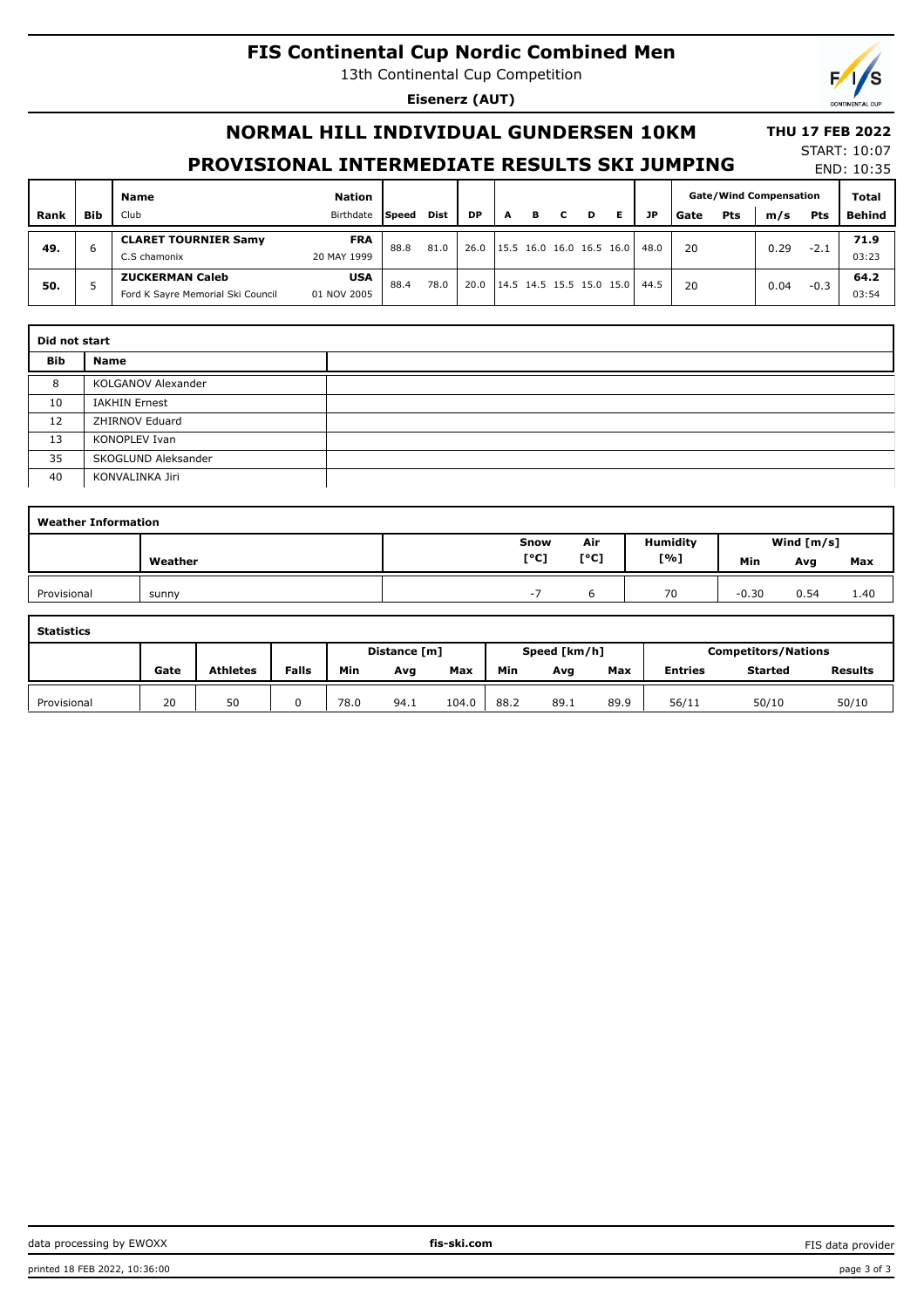# FIS Continental Cup Nordic Combined Men

13th Continental Cup Competition

**Eisenerz (AUT)**

## NORMAL HILL INDIVIDUAL GUNDERSEN 10KM

**THU 17 FEB 2022**

## PROVISIONAL INTERMEDIATE RESULTS SKI JUMPING

START: 10:07
END: 10:35

| Rank | Bib | Name / Club | Nation / Birthdate | Speed | Dist | DP | A | B | C | D | E | JP | Gate | Gate Pts | Wind m/s | Wind Pts | Total / Behind |
|---|---|---|---|---|---|---|---|---|---|---|---|---|---|---|---|---|---|
| 49. | 6 | **CLARET TOURNIER Samy** C.S chamonix | **FRA** 20 MAY 1999 | 88.8 | 81.0 | 26.0 | 15.5 | 16.0 | 16.0 | 16.5 | 16.0 | 48.0 | 20 | | 0.29 | -2.1 | **71.9** 03:23 |
| 50. | 5 | **ZUCKERMAN Caleb** Ford K Sayre Memorial Ski Council | **USA** 01 NOV 2005 | 88.4 | 78.0 | 20.0 | 14.5 | 14.5 | 15.5 | 15.0 | 15.0 | 44.5 | 20 | | 0.04 | -0.3 | **64.2** 03:54 |

**Did not start**

| Bib | Name |
|---|---|
| 8 | KOLGANOV Alexander |
| 10 | IAKHIN Ernest |
| 12 | ZHIRNOV Eduard |
| 13 | KONOPLEV Ivan |
| 35 | SKOGLUND Aleksander |
| 40 | KONVALINKA Jiri |

**Weather Information**

| | Weather | Snow [°C] | Air [°C] | Humidity [%] | Wind [m/s] Min | Wind Avg | Wind Max |
|---|---|---|---|---|---|---|---|
| Provisional | sunny | -7 | 6 | 70 | -0.30 | 0.54 | 1.40 |

**Statistics**

| | Gate | Athletes | Falls | Distance [m] Min | Distance Avg | Distance Max | Speed [km/h] Min | Speed Avg | Speed Max | Competitors/Nations Entries | Started | Results |
|---|---|---|---|---|---|---|---|---|---|---|---|---|
| Provisional | 20 | 50 | 0 | 78.0 | 94.1 | 104.0 | 88.2 | 89.1 | 89.9 | 56/11 | 50/10 | 50/10 |

data processing by EWOXX | fis-ski.com | FIS data provider

printed 18 FEB 2022, 10:36:00